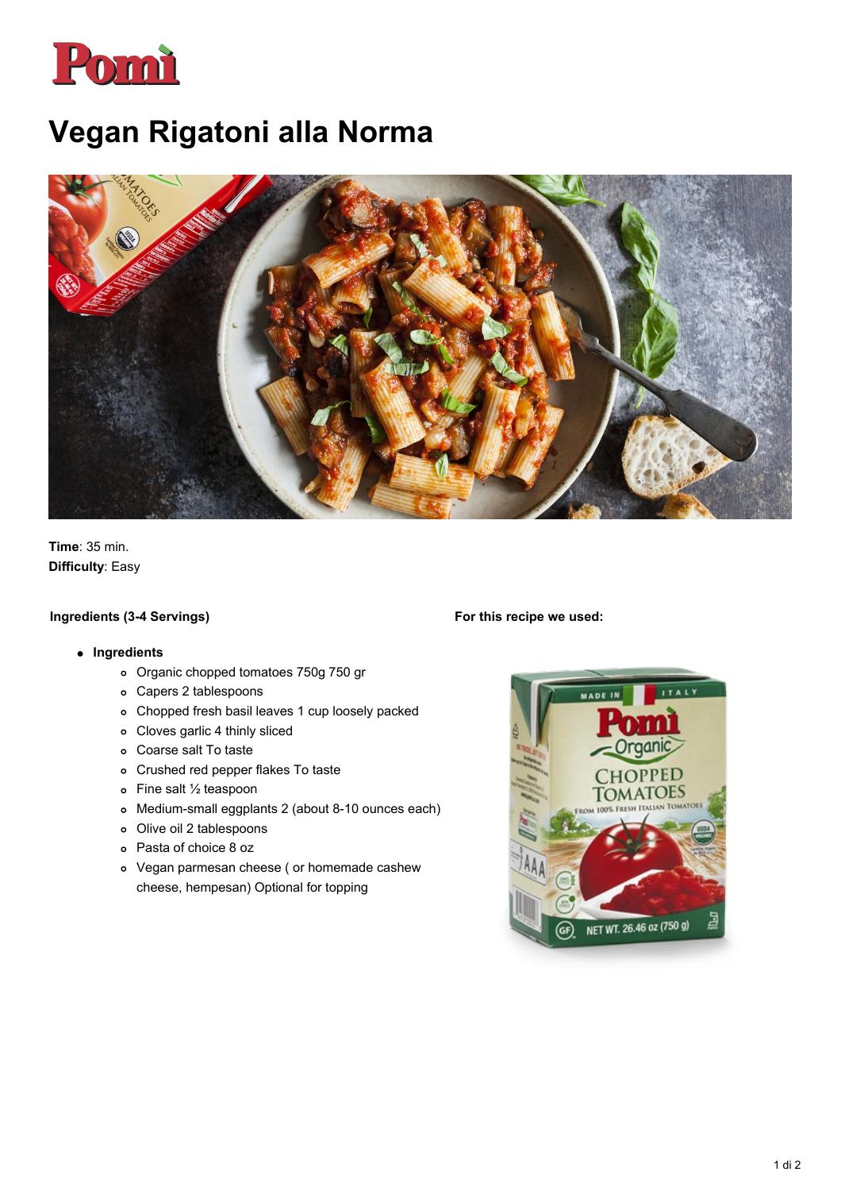# Vegan Rigatoni alla Norma

**Time**: 35 min.
**Difficulty**: Easy

**Ingredients (3-4 Servings)**

- **Ingredients**
    - Organic chopped tomatoes 750g 750 gr
    - Capers 2 tablespoons
    - Chopped fresh basil leaves 1 cup loosely packed
    - Cloves garlic 4 thinly sliced
    - Coarse salt To taste
    - Crushed red pepper flakes To taste
    - Fine salt ½ teaspoon
    - Medium-small eggplants 2 (about 8-10 ounces each)
    - Olive oil 2 tablespoons
    - Pasta of choice 8 oz
    - Vegan parmesan cheese ( or homemade cashew cheese, hempesan) Optional for topping

**For this recipe we used:**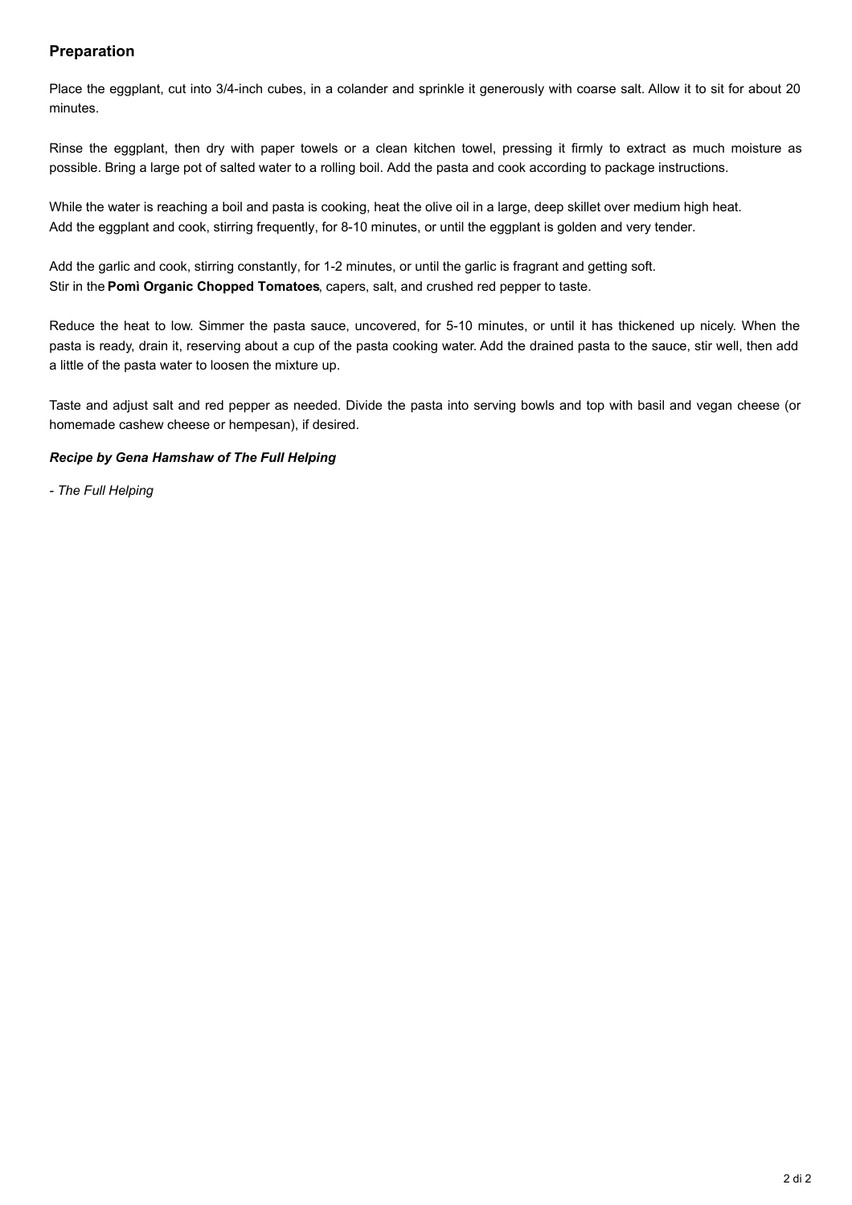## Preparation

Place the eggplant, cut into 3/4-inch cubes, in a colander and sprinkle it generously with coarse salt. Allow it to sit for about 20 minutes.

Rinse the eggplant, then dry with paper towels or a clean kitchen towel, pressing it firmly to extract as much moisture as possible. Bring a large pot of salted water to a rolling boil. Add the pasta and cook according to package instructions.

While the water is reaching a boil and pasta is cooking, heat the olive oil in a large, deep skillet over medium high heat.
Add the eggplant and cook, stirring frequently, for 8-10 minutes, or until the eggplant is golden and very tender.

Add the garlic and cook, stirring constantly, for 1-2 minutes, or until the garlic is fragrant and getting soft.
Stir in the **Pomì Organic Chopped Tomatoes**, capers, salt, and crushed red pepper to taste.

Reduce the heat to low. Simmer the pasta sauce, uncovered, for 5-10 minutes, or until it has thickened up nicely. When the pasta is ready, drain it, reserving about a cup of the pasta cooking water. Add the drained pasta to the sauce, stir well, then add a little of the pasta water to loosen the mixture up.

Taste and adjust salt and red pepper as needed. Divide the pasta into serving bowls and top with basil and vegan cheese (or homemade cashew cheese or hempesan), if desired.

***Recipe by Gena Hamshaw of The Full Helping***

*- The Full Helping*